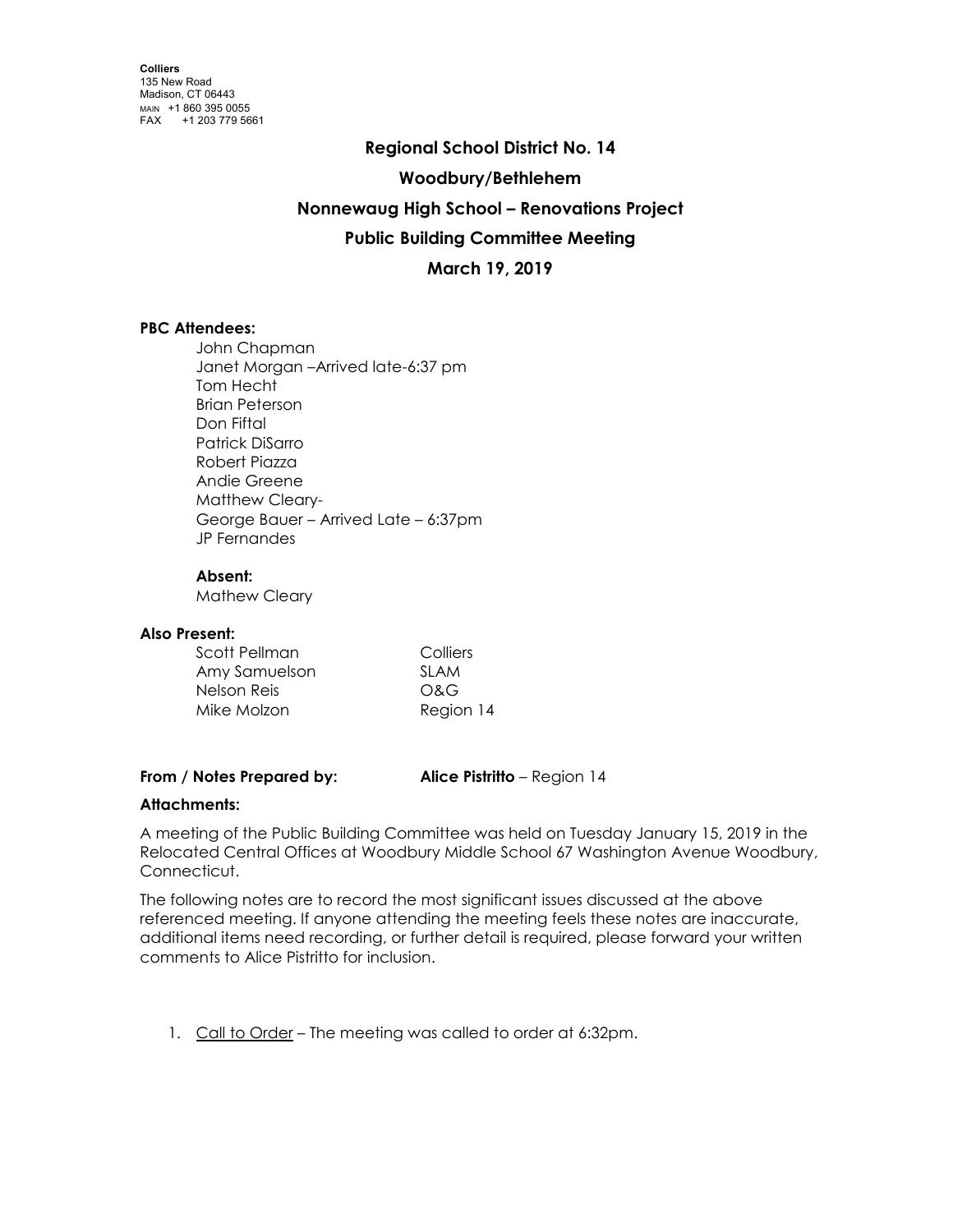**Colliers**
135 New Road
Madison, CT 06443
MAIN +1 860 395 0055
FAX +1 203 779 5661

## Regional School District No. 14

## Woodbury/Bethlehem

## Nonnewaug High School – Renovations Project

## Public Building Committee Meeting

## March 19, 2019

**PBC Attendees:**

John Chapman
Janet Morgan –Arrived late-6:37 pm
Tom Hecht
Brian Peterson
Don Fiftal
Patrick DiSarro
Robert Piazza
Andie Greene
Matthew Cleary-
George Bauer – Arrived Late – 6:37pm
JP Fernandes

**Absent:**

Mathew Cleary

**Also Present:**

| | |
|---|---|
| Scott Pellman | Colliers |
| Amy Samuelson | SLAM |
| Nelson Reis | O&G |
| Mike Molzon | Region 14 |

**From / Notes Prepared by:** **Alice Pistritto** – Region 14

**Attachments:**

A meeting of the Public Building Committee was held on Tuesday January 15, 2019 in the Relocated Central Offices at Woodbury Middle School 67 Washington Avenue Woodbury, Connecticut.

The following notes are to record the most significant issues discussed at the above referenced meeting. If anyone attending the meeting feels these notes are inaccurate, additional items need recording, or further detail is required, please forward your written comments to Alice Pistritto for inclusion.

1. Call to Order – The meeting was called to order at 6:32pm.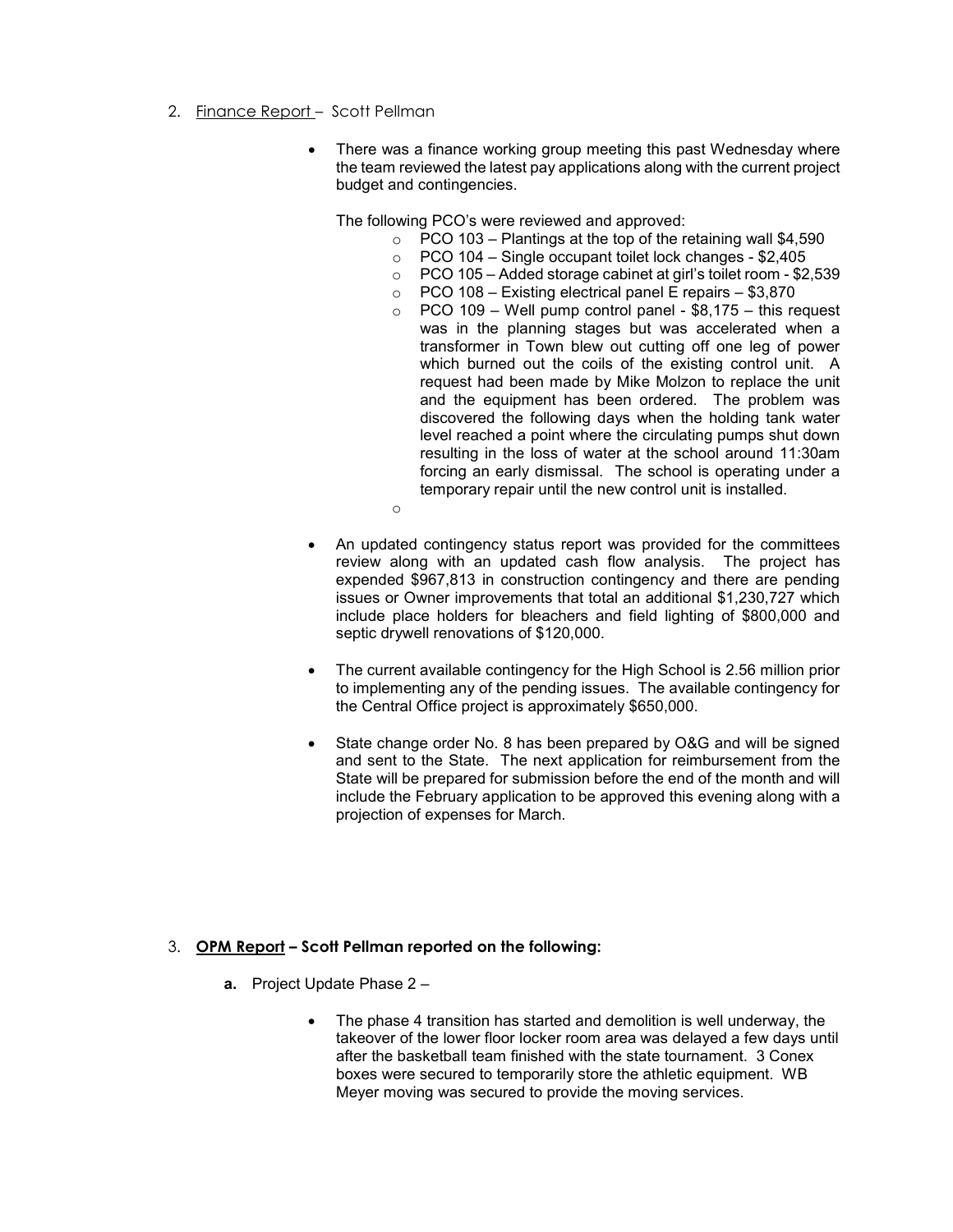2. Finance Report – Scott Pellman

- There was a finance working group meeting this past Wednesday where the team reviewed the latest pay applications along with the current project budget and contingencies.

  The following PCO's were reviewed and approved:

  - PCO 103 – Plantings at the top of the retaining wall $4,590
  - PCO 104 – Single occupant toilet lock changes - $2,405
  - PCO 105 – Added storage cabinet at girl's toilet room - $2,539
  - PCO 108 – Existing electrical panel E repairs – $3,870
  - PCO 109 – Well pump control panel - $8,175 – this request was in the planning stages but was accelerated when a transformer in Town blew out cutting off one leg of power which burned out the coils of the existing control unit. A request had been made by Mike Molzon to replace the unit and the equipment has been ordered. The problem was discovered the following days when the holding tank water level reached a point where the circulating pumps shut down resulting in the loss of water at the school around 11:30am forcing an early dismissal. The school is operating under a temporary repair until the new control unit is installed.

- An updated contingency status report was provided for the committees review along with an updated cash flow analysis. The project has expended $967,813 in construction contingency and there are pending issues or Owner improvements that total an additional $1,230,727 which include place holders for bleachers and field lighting of $800,000 and septic drywell renovations of $120,000.

- The current available contingency for the High School is 2.56 million prior to implementing any of the pending issues. The available contingency for the Central Office project is approximately $650,000.

- State change order No. 8 has been prepared by O&G and will be signed and sent to the State. The next application for reimbursement from the State will be prepared for submission before the end of the month and will include the February application to be approved this evening along with a projection of expenses for March.

3. **OPM Report – Scott Pellman reported on the following:**

   **a.** Project Update Phase 2 –

   - The phase 4 transition has started and demolition is well underway, the takeover of the lower floor locker room area was delayed a few days until after the basketball team finished with the state tournament. 3 Conex boxes were secured to temporarily store the athletic equipment. WB Meyer moving was secured to provide the moving services.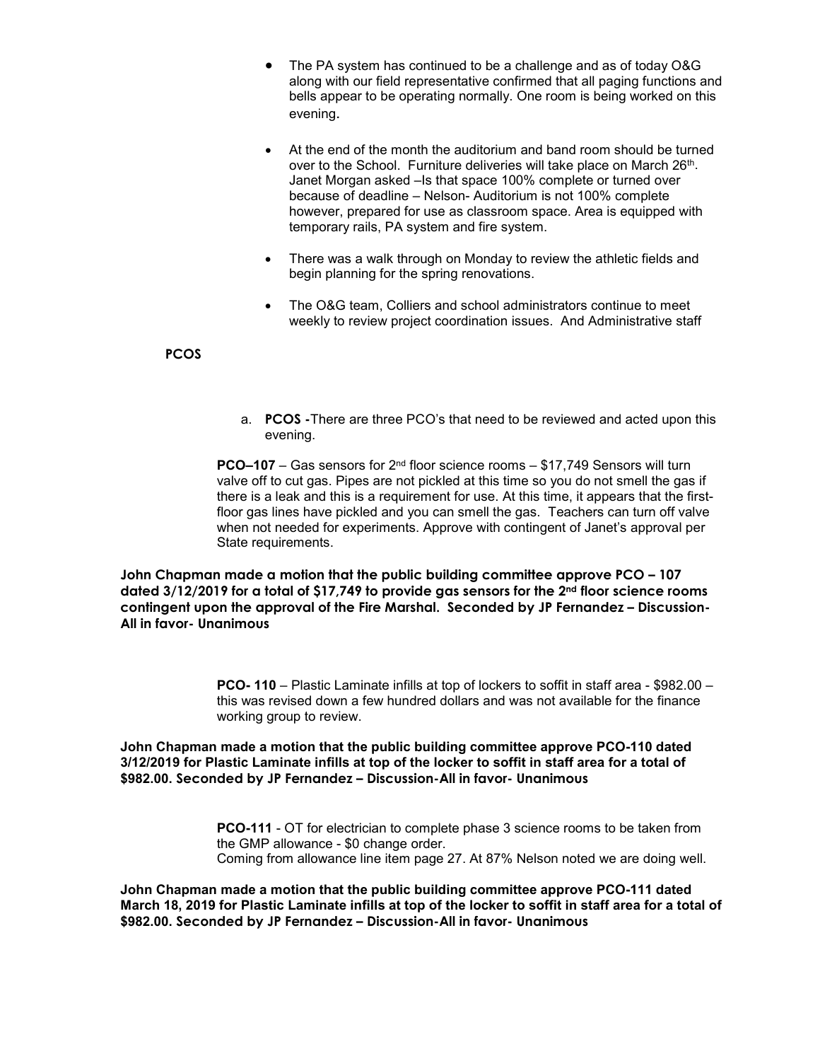- The PA system has continued to be a challenge and as of today O&G along with our field representative confirmed that all paging functions and bells appear to be operating normally. One room is being worked on this evening.

- At the end of the month the auditorium and band room should be turned over to the School. Furniture deliveries will take place on March 26th. Janet Morgan asked –Is that space 100% complete or turned over because of deadline – Nelson- Auditorium is not 100% complete however, prepared for use as classroom space. Area is equipped with temporary rails, PA system and fire system.

- There was a walk through on Monday to review the athletic fields and begin planning for the spring renovations.

- The O&G team, Colliers and school administrators continue to meet weekly to review project coordination issues. And Administrative staff

**PCOS**

a. **PCOS -**There are three PCO's that need to be reviewed and acted upon this evening.

**PCO–107** – Gas sensors for 2nd floor science rooms – $17,749 Sensors will turn valve off to cut gas. Pipes are not pickled at this time so you do not smell the gas if there is a leak and this is a requirement for use. At this time, it appears that the first-floor gas lines have pickled and you can smell the gas. Teachers can turn off valve when not needed for experiments. Approve with contingent of Janet's approval per State requirements.

**John Chapman made a motion that the public building committee approve PCO – 107 dated 3/12/2019 for a total of $17,749 to provide gas sensors for the 2nd floor science rooms contingent upon the approval of the Fire Marshal. Seconded by JP Fernandez – Discussion-All in favor- Unanimous**

**PCO- 110** – Plastic Laminate infills at top of lockers to soffit in staff area - $982.00 – this was revised down a few hundred dollars and was not available for the finance working group to review.

**John Chapman made a motion that the public building committee approve PCO-110 dated 3/12/2019 for Plastic Laminate infills at top of the locker to soffit in staff area for a total of $982.00. Seconded by JP Fernandez – Discussion-All in favor- Unanimous**

**PCO-111** - OT for electrician to complete phase 3 science rooms to be taken from the GMP allowance - $0 change order.
Coming from allowance line item page 27. At 87% Nelson noted we are doing well.

**John Chapman made a motion that the public building committee approve PCO-111 dated March 18, 2019 for Plastic Laminate infills at top of the locker to soffit in staff area for a total of $982.00. Seconded by JP Fernandez – Discussion-All in favor- Unanimous**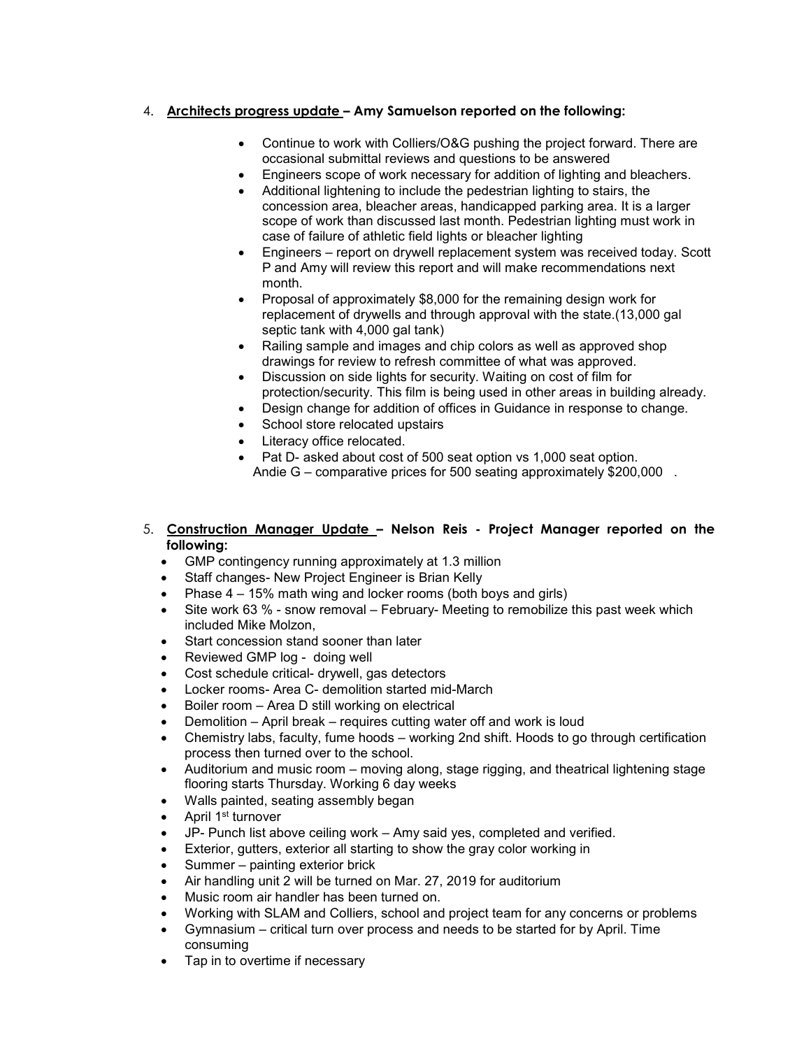4. **Architects progress update – Amy Samuelson reported on the following:**

   - Continue to work with Colliers/O&G pushing the project forward. There are occasional submittal reviews and questions to be answered
   - Engineers scope of work necessary for addition of lighting and bleachers.
   - Additional lightening to include the pedestrian lighting to stairs, the concession area, bleacher areas, handicapped parking area. It is a larger scope of work than discussed last month. Pedestrian lighting must work in case of failure of athletic field lights or bleacher lighting
   - Engineers – report on drywell replacement system was received today. Scott P and Amy will review this report and will make recommendations next month.
   - Proposal of approximately $8,000 for the remaining design work for replacement of drywells and through approval with the state.(13,000 gal septic tank with 4,000 gal tank)
   - Railing sample and images and chip colors as well as approved shop drawings for review to refresh committee of what was approved.
   - Discussion on side lights for security. Waiting on cost of film for protection/security. This film is being used in other areas in building already.
   - Design change for addition of offices in Guidance in response to change.
   - School store relocated upstairs
   - Literacy office relocated.
   - Pat D- asked about cost of 500 seat option vs 1,000 seat option.
     Andie G – comparative prices for 500 seating approximately $200,000 .

5. **Construction Manager Update – Nelson Reis - Project Manager reported on the following:**
   - GMP contingency running approximately at 1.3 million
   - Staff changes- New Project Engineer is Brian Kelly
   - Phase 4 – 15% math wing and locker rooms (both boys and girls)
   - Site work 63 % - snow removal – February- Meeting to remobilize this past week which included Mike Molzon,
   - Start concession stand sooner than later
   - Reviewed GMP log - doing well
   - Cost schedule critical- drywell, gas detectors
   - Locker rooms- Area C- demolition started mid-March
   - Boiler room – Area D still working on electrical
   - Demolition – April break – requires cutting water off and work is loud
   - Chemistry labs, faculty, fume hoods – working 2nd shift. Hoods to go through certification process then turned over to the school.
   - Auditorium and music room – moving along, stage rigging, and theatrical lightening stage flooring starts Thursday. Working 6 day weeks
   - Walls painted, seating assembly began
   - April 1st turnover
   - JP- Punch list above ceiling work – Amy said yes, completed and verified.
   - Exterior, gutters, exterior all starting to show the gray color working in
   - Summer – painting exterior brick
   - Air handling unit 2 will be turned on Mar. 27, 2019 for auditorium
   - Music room air handler has been turned on.
   - Working with SLAM and Colliers, school and project team for any concerns or problems
   - Gymnasium – critical turn over process and needs to be started for by April. Time consuming
   - Tap in to overtime if necessary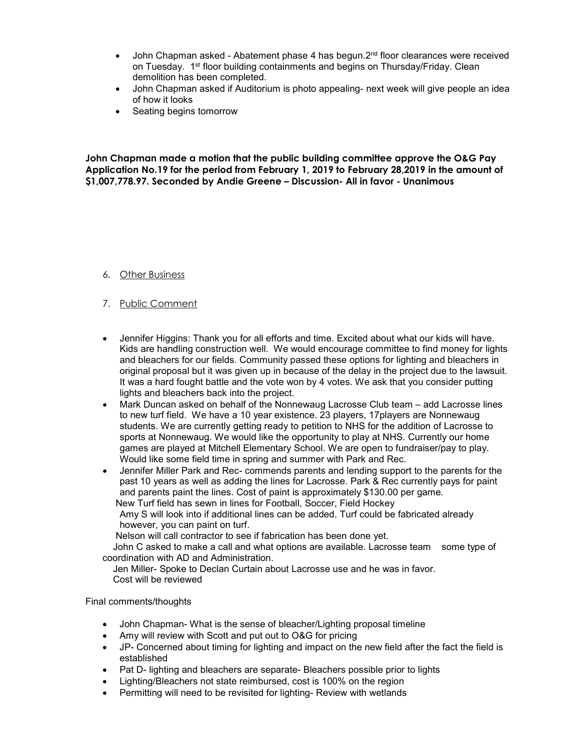- John Chapman asked - Abatement phase 4 has begun.2nd floor clearances were received on Tuesday. 1st floor building containments and begins on Thursday/Friday. Clean demolition has been completed.
- John Chapman asked if Auditorium is photo appealing- next week will give people an idea of how it looks
- Seating begins tomorrow

**John Chapman made a motion that the public building committee approve the O&G Pay Application No.19 for the period from February 1, 2019 to February 28,2019 in the amount of $1,007,778.97. Seconded by Andie Greene – Discussion- All in favor - Unanimous**

6. Other Business

7. Public Comment

- Jennifer Higgins: Thank you for all efforts and time. Excited about what our kids will have. Kids are handling construction well. We would encourage committee to find money for lights and bleachers for our fields. Community passed these options for lighting and bleachers in original proposal but it was given up in because of the delay in the project due to the lawsuit. It was a hard fought battle and the vote won by 4 votes. We ask that you consider putting lights and bleachers back into the project.
- Mark Duncan asked on behalf of the Nonnewaug Lacrosse Club team – add Lacrosse lines to new turf field. We have a 10 year existence. 23 players, 17players are Nonnewaug students. We are currently getting ready to petition to NHS for the addition of Lacrosse to sports at Nonnewaug. We would like the opportunity to play at NHS. Currently our home games are played at Mitchell Elementary School. We are open to fundraiser/pay to play. Would like some field time in spring and summer with Park and Rec.
- Jennifer Miller Park and Rec- commends parents and lending support to the parents for the past 10 years as well as adding the lines for Lacrosse. Park & Rec currently pays for paint and parents paint the lines. Cost of paint is approximately $130.00 per game.

  New Turf field has sewn in lines for Football, Soccer, Field Hockey

  Amy S will look into if additional lines can be added. Turf could be fabricated already however, you can paint on turf.

  Nelson will call contractor to see if fabrication has been done yet.

  John C asked to make a call and what options are available. Lacrosse team some type of coordination with AD and Administration.

  Jen Miller- Spoke to Declan Curtain about Lacrosse use and he was in favor.

  Cost will be reviewed

Final comments/thoughts

- John Chapman- What is the sense of bleacher/Lighting proposal timeline
- Amy will review with Scott and put out to O&G for pricing
- JP- Concerned about timing for lighting and impact on the new field after the fact the field is established
- Pat D- lighting and bleachers are separate- Bleachers possible prior to lights
- Lighting/Bleachers not state reimbursed, cost is 100% on the region
- Permitting will need to be revisited for lighting- Review with wetlands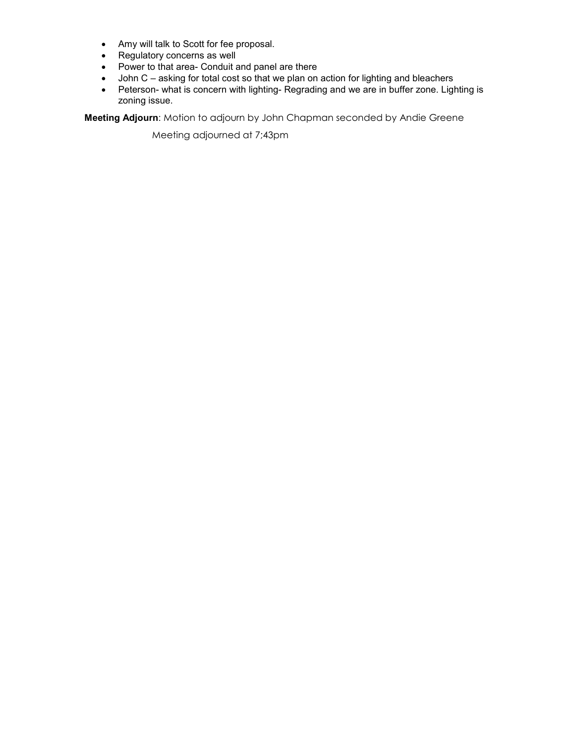- Amy will talk to Scott for fee proposal.
- Regulatory concerns as well
- Power to that area- Conduit and panel are there
- John C – asking for total cost so that we plan on action for lighting and bleachers
- Peterson- what is concern with lighting- Regrading and we are in buffer zone. Lighting is zoning issue.

**Meeting Adjourn**: Motion to adjourn by John Chapman seconded by Andie Greene

Meeting adjourned at 7;43pm